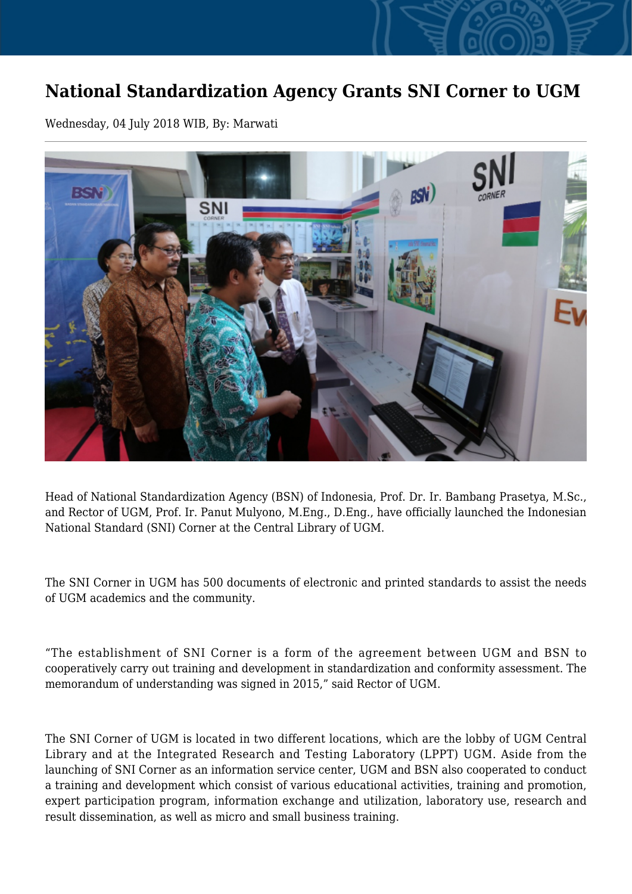# National Standardization Agency Grants SNI Corner to UGM

Wednesday, 04 July 2018 WIB, By: Marwati

Head of National Standardization Agency (BSN) of Indonesia, Prof. Dr. Ir. Bambang Prasetya, M.Sc., and Rector of UGM, Prof. Ir. Panut Mulyono, M.Eng., D.Eng., have officially launched the Indonesian National Standard (SNI) Corner at the Central Library of UGM.

The SNI Corner in UGM has 500 documents of electronic and printed standards to assist the needs of UGM academics and the community.

“The establishment of SNI Corner is a form of the agreement between UGM and BSN to cooperatively carry out training and development in standardization and conformity assessment. The memorandum of understanding was signed in 2015,” said Rector of UGM.

The SNI Corner of UGM is located in two different locations, which are the lobby of UGM Central Library and at the Integrated Research and Testing Laboratory (LPPT) UGM. Aside from the launching of SNI Corner as an information service center, UGM and BSN also cooperated to conduct a training and development which consist of various educational activities, training and promotion, expert participation program, information exchange and utilization, laboratory use, research and result dissemination, as well as micro and small business training.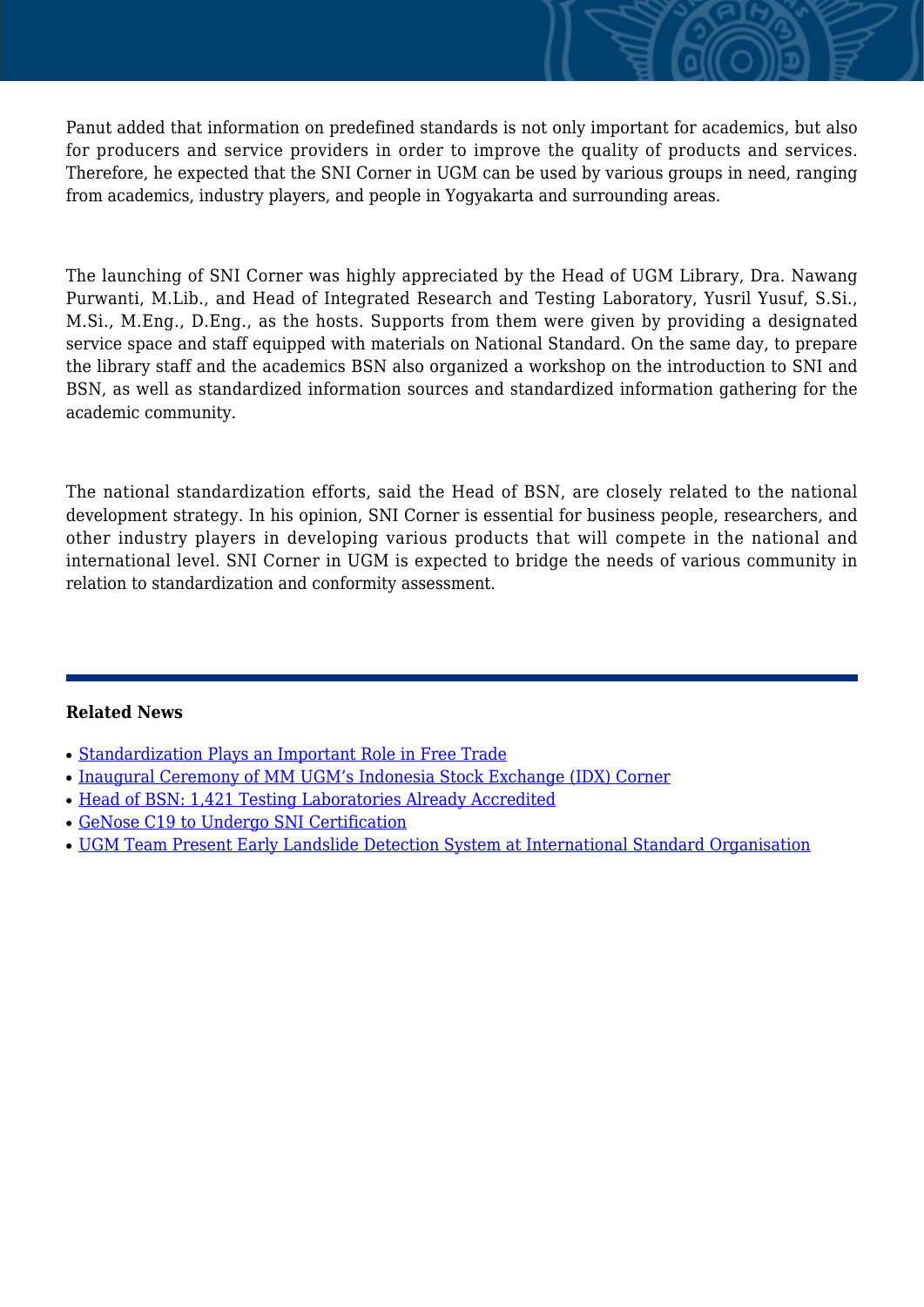Panut added that information on predefined standards is not only important for academics, but also for producers and service providers in order to improve the quality of products and services. Therefore, he expected that the SNI Corner in UGM can be used by various groups in need, ranging from academics, industry players, and people in Yogyakarta and surrounding areas.

The launching of SNI Corner was highly appreciated by the Head of UGM Library, Dra. Nawang Purwanti, M.Lib., and Head of Integrated Research and Testing Laboratory, Yusril Yusuf, S.Si., M.Si., M.Eng., D.Eng., as the hosts. Supports from them were given by providing a designated service space and staff equipped with materials on National Standard. On the same day, to prepare the library staff and the academics BSN also organized a workshop on the introduction to SNI and BSN, as well as standardized information sources and standardized information gathering for the academic community.

The national standardization efforts, said the Head of BSN, are closely related to the national development strategy. In his opinion, SNI Corner is essential for business people, researchers, and other industry players in developing various products that will compete in the national and international level. SNI Corner in UGM is expected to bridge the needs of various community in relation to standardization and conformity assessment.

---

**Related News**

- Standardization Plays an Important Role in Free Trade
- Inaugural Ceremony of MM UGM's Indonesia Stock Exchange (IDX) Corner
- Head of BSN: 1,421 Testing Laboratories Already Accredited
- GeNose C19 to Undergo SNI Certification
- UGM Team Present Early Landslide Detection System at International Standard Organisation